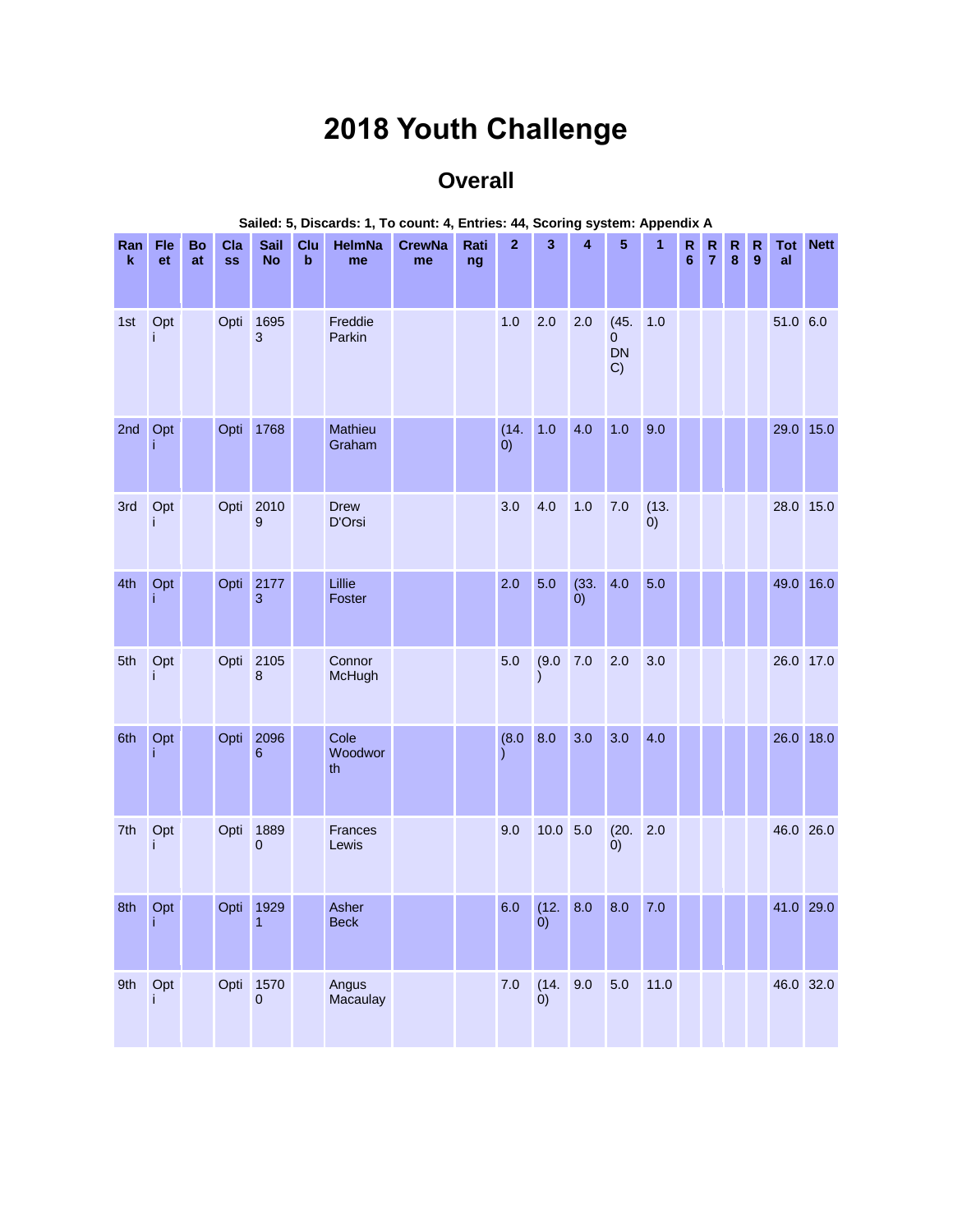# 2018 Youth Challenge

## Overall

**Sailed: 5, Discards: 1, To count: 4, Entries: 44, Scoring system: Appendix A**

| Rank | Fleet | Boat | Class | Sail No | Club | HelmName | CrewName | Rating | 2 | 3 | 4 | 5 | 1 | R6 | R7 | R8 | R9 | Total | Nett |
|---|---|---|---|---|---|---|---|---|---|---|---|---|---|---|---|---|---|---|---|
| 1st | Opti | | Opti | 16953 | | Freddie Parkin | | | 1.0 | 2.0 | 2.0 | (45.0 DNC) | 1.0 | | | | | 51.0 | 6.0 |
| 2nd | Opti | | Opti | 1768 | | Mathieu Graham | | | (14.0) | 1.0 | 4.0 | 1.0 | 9.0 | | | | | 29.0 | 15.0 |
| 3rd | Opti | | Opti | 20109 | | Drew D'Orsi | | | 3.0 | 4.0 | 1.0 | 7.0 | (13.0) | | | | | 28.0 | 15.0 |
| 4th | Opti | | Opti | 21773 | | Lillie Foster | | | 2.0 | 5.0 | (33.0) | 4.0 | 5.0 | | | | | 49.0 | 16.0 |
| 5th | Opti | | Opti | 21058 | | Connor McHugh | | | 5.0 | (9.0) | 7.0 | 2.0 | 3.0 | | | | | 26.0 | 17.0 |
| 6th | Opti | | Opti | 20966 | | Cole Woodworth | | | (8.0) | 8.0 | 3.0 | 3.0 | 4.0 | | | | | 26.0 | 18.0 |
| 7th | Opti | | Opti | 18890 | | Frances Lewis | | | 9.0 | 10.0 | 5.0 | (20.0) | 2.0 | | | | | 46.0 | 26.0 |
| 8th | Opti | | Opti | 19291 | | Asher Beck | | | 6.0 | (12.0) | 8.0 | 8.0 | 7.0 | | | | | 41.0 | 29.0 |
| 9th | Opti | | Opti | 15700 | | Angus Macaulay | | | 7.0 | (14.0) | 9.0 | 5.0 | 11.0 | | | | | 46.0 | 32.0 |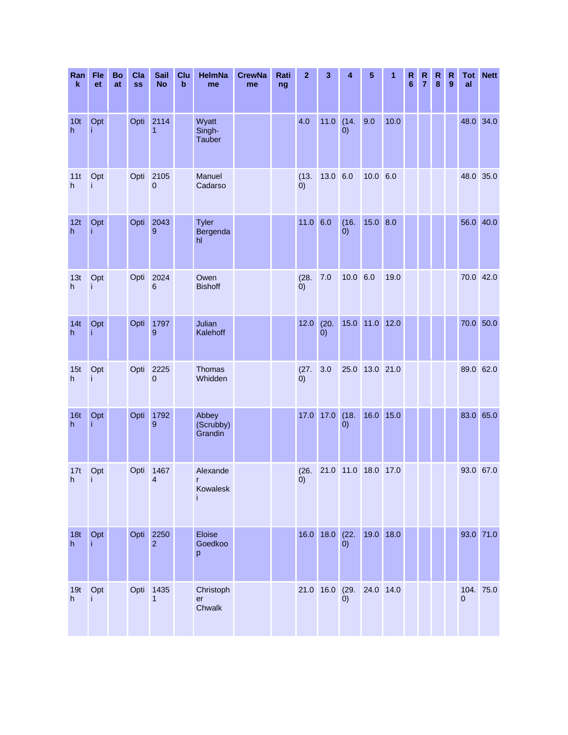| Rank | Fleet | Boat | Class | Sail No | Club | HelmName | CrewName | Rating | 2 | 3 | 4 | 5 | 1 | R 6 | R 7 | R 8 | R 9 | Total | Nett |
|---|---|---|---|---|---|---|---|---|---|---|---|---|---|---|---|---|---|---|---|
| 10th | Opti | | Opti | 21141 | | Wyatt Singh-Tauber | | | 4.0 | 11.0 | (14.0) | 9.0 | 10.0 | | | | | 48.0 | 34.0 |
| 11th | Opti | | Opti | 21050 | | Manuel Cadarso | | | (13.0) | 13.0 | 6.0 | 10.0 | 6.0 | | | | | 48.0 | 35.0 |
| 12th | Opti | | Opti | 20439 | | Tyler Bergendahl | | | 11.0 | 6.0 | (16.0) | 15.0 | 8.0 | | | | | 56.0 | 40.0 |
| 13th | Opti | | Opti | 20246 | | Owen Bishoff | | | (28.0) | 7.0 | 10.0 | 6.0 | 19.0 | | | | | 70.0 | 42.0 |
| 14th | Opti | | Opti | 17979 | | Julian Kalehoff | | | 12.0 | (20.0) | 15.0 | 11.0 | 12.0 | | | | | 70.0 | 50.0 |
| 15th | Opti | | Opti | 22250 | | Thomas Whidden | | | (27.0) | 3.0 | 25.0 | 13.0 | 21.0 | | | | | 89.0 | 62.0 |
| 16th | Opti | | Opti | 17929 | | Abbey (Scrubby) Grandin | | | 17.0 | 17.0 | (18.0) | 16.0 | 15.0 | | | | | 83.0 | 65.0 |
| 17th | Opti | | Opti | 14674 | | Alexander Kowaleski | | | (26.0) | 21.0 | 11.0 | 18.0 | 17.0 | | | | | 93.0 | 67.0 |
| 18th | Opti | | Opti | 22502 | | Eloise Goedkoop | | | 16.0 | 18.0 | (22.0) | 19.0 | 18.0 | | | | | 93.0 | 71.0 |
| 19th | Opti | | Opti | 14351 | | Christopher Chwalk | | | 21.0 | 16.0 | (29.0) | 24.0 | 14.0 | | | | | 104.0 | 75.0 |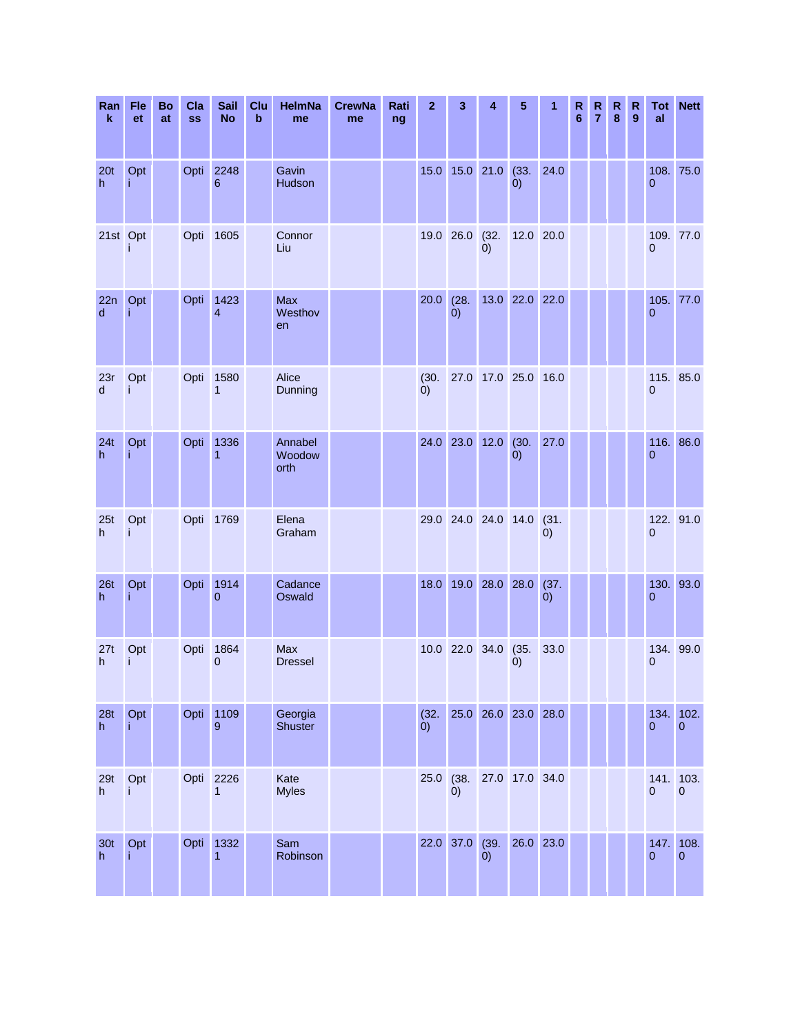| Rank | Fleet | Boat | Class | Sail No | Club | HelmName | CrewName | Rating | 2 | 3 | 4 | 5 | 1 | R 6 | R 7 | R 8 | R 9 | Total | Nett |
|---|---|---|---|---|---|---|---|---|---|---|---|---|---|---|---|---|---|---|---|
| 20th | Opti | | Opti | 22486 | | Gavin Hudson | | | 15.0 | 15.0 | 21.0 | (33.0) | 24.0 | | | | | 108.0 | 75.0 |
| 21st | Opti | | Opti | 1605 | | Connor Liu | | | 19.0 | 26.0 | (32.0) | 12.0 | 20.0 | | | | | 109.0 | 77.0 |
| 22nd | Opti | | Opti | 14234 | | Max Westhoven | | | 20.0 | (28.0) | 13.0 | 22.0 | 22.0 | | | | | 105.0 | 77.0 |
| 23rd | Opti | | Opti | 15801 | | Alice Dunning | | | (30.0) | 27.0 | 17.0 | 25.0 | 16.0 | | | | | 115.0 | 85.0 |
| 24th | Opti | | Opti | 13361 | | Annabel Woodoworth | | | 24.0 | 23.0 | 12.0 | (30.0) | 27.0 | | | | | 116.0 | 86.0 |
| 25th | Opti | | Opti | 1769 | | Elena Graham | | | 29.0 | 24.0 | 24.0 | 14.0 | (31.0) | | | | | 122.0 | 91.0 |
| 26th | Opti | | Opti | 19140 | | Cadance Oswald | | | 18.0 | 19.0 | 28.0 | 28.0 | (37.0) | | | | | 130.0 | 93.0 |
| 27th | Opti | | Opti | 18640 | | Max Dressel | | | 10.0 | 22.0 | 34.0 | (35.0) | 33.0 | | | | | 134.0 | 99.0 |
| 28th | Opti | | Opti | 11099 | | Georgia Shuster | | | (32.0) | 25.0 | 26.0 | 23.0 | 28.0 | | | | | 134.0 | 102.0 |
| 29th | Opti | | Opti | 22261 | | Kate Myles | | | 25.0 | (38.0) | 27.0 | 17.0 | 34.0 | | | | | 141.0 | 103.0 |
| 30th | Opti | | Opti | 13321 | | Sam Robinson | | | 22.0 | 37.0 | (39.0) | 26.0 | 23.0 | | | | | 147.0 | 108.0 |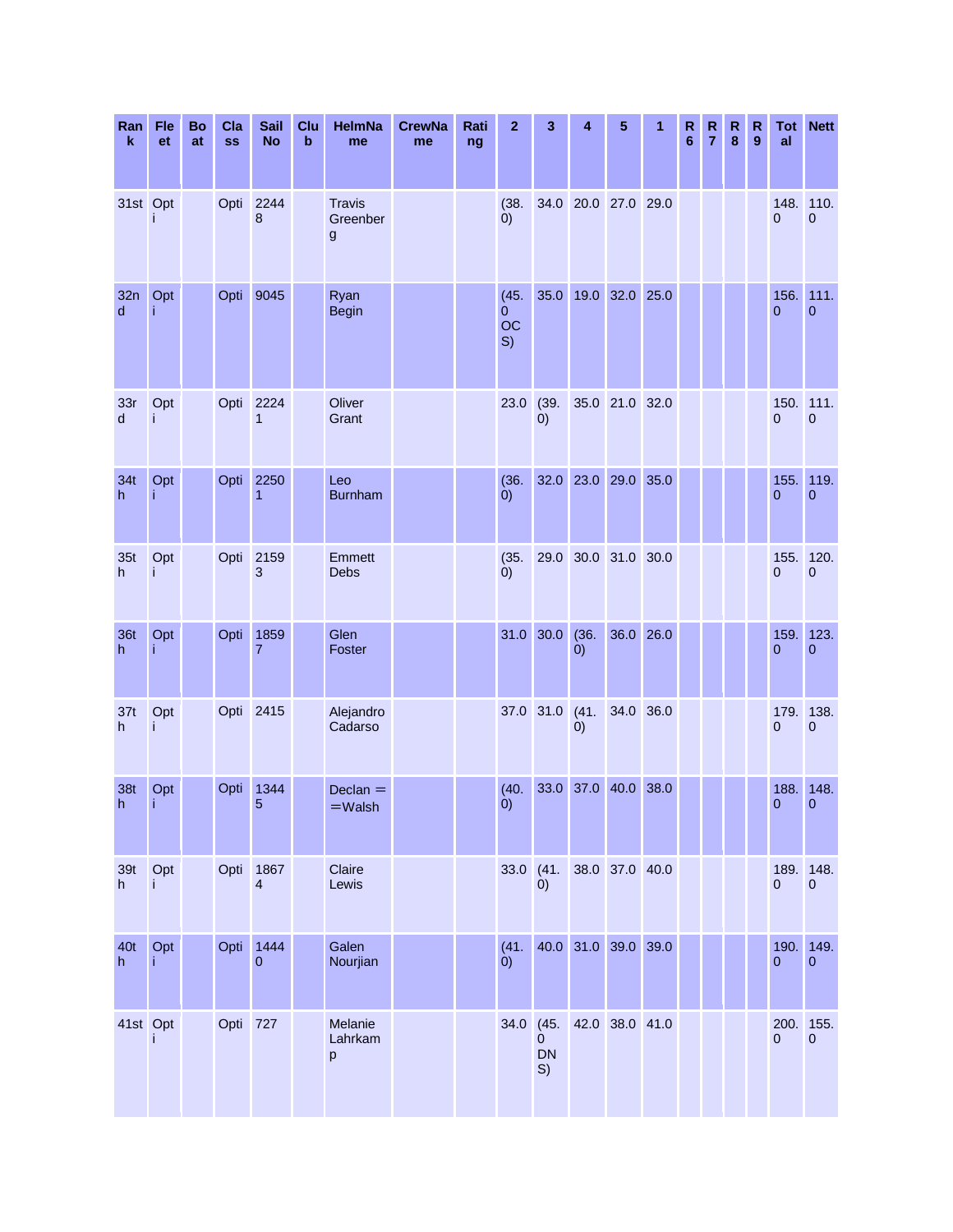| Rank | Fleet | Boat | Class | Sail No | Club | HelmName | CrewName | Rating | 2 | 3 | 4 | 5 | 1 | R 6 | R 7 | R 8 | R 9 | Total | Nett |
|---|---|---|---|---|---|---|---|---|---|---|---|---|---|---|---|---|---|---|---|
| 31st | Opti | | Opti | 22448 | | Travis Greenberg | | | (38.0) | 34.0 | 20.0 | 27.0 | 29.0 | | | | | 148.0 | 110.0 |
| 32nd | Opti | | Opti | 9045 | | Ryan Begin | | | (45.0 OCS) | 35.0 | 19.0 | 32.0 | 25.0 | | | | | 156.0 | 111.0 |
| 33rd | Opti | | Opti | 22241 | | Oliver Grant | | | 23.0 | (39.0) | 35.0 | 21.0 | 32.0 | | | | | 150.0 | 111.0 |
| 34th | Opti | | Opti | 22501 | | Leo Burnham | | | (36.0) | 32.0 | 23.0 | 29.0 | 35.0 | | | | | 155.0 | 119.0 |
| 35th | Opti | | Opti | 21593 | | Emmett Debs | | | (35.0) | 29.0 | 30.0 | 31.0 | 30.0 | | | | | 155.0 | 120.0 |
| 36th | Opti | | Opti | 18597 | | Glen Foster | | | 31.0 | 30.0 | (36.0) | 36.0 | 26.0 | | | | | 159.0 | 123.0 |
| 37th | Opti | | Opti | 2415 | | Alejandro Cadarso | | | 37.0 | 31.0 | (41.0) | 34.0 | 36.0 | | | | | 179.0 | 138.0 |
| 38th | Opti | | Opti | 13445 | | Declan ==Walsh | | | (40.0) | 33.0 | 37.0 | 40.0 | 38.0 | | | | | 188.0 | 148.0 |
| 39th | Opti | | Opti | 18674 | | Claire Lewis | | | 33.0 | (41.0) | 38.0 | 37.0 | 40.0 | | | | | 189.0 | 148.0 |
| 40th | Opti | | Opti | 14440 | | Galen Nourjian | | | (41.0) | 40.0 | 31.0 | 39.0 | 39.0 | | | | | 190.0 | 149.0 |
| 41st | Opti | | Opti | 727 | | Melanie Lahrkamp | | | 34.0 | (45.0 DNS) | 42.0 | 38.0 | 41.0 | | | | | 200.0 | 155.0 |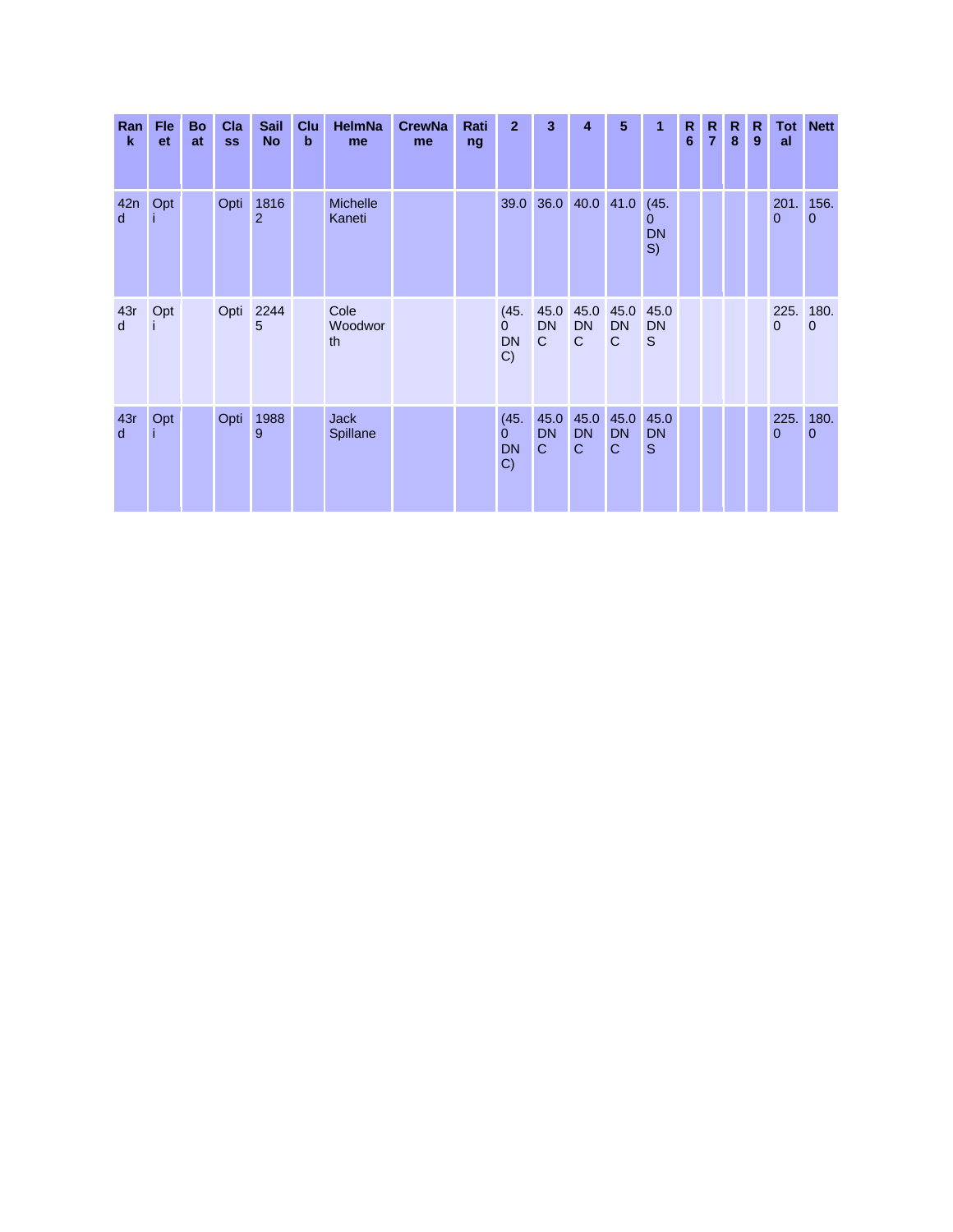| Rank | Fleet | Boat | Class | Sail No | Club | HelmName | CrewName | Rating | 2 | 3 | 4 | 5 | 1 | R 6 | R 7 | R 8 | R 9 | Total | Nett |
|---|---|---|---|---|---|---|---|---|---|---|---|---|---|---|---|---|---|---|---|
| 42nd | Opti | | Opti | 18162 | | Michelle Kaneti | | | 39.0 | 36.0 | 40.0 | 41.0 | (45.0 DNS) | | | | | 201.0 | 156.0 |
| 43rd | Opti | | Opti | 22445 | | Cole Woodworth | | | (45.0 DNC) | 45.0 DNC | 45.0 DNC | 45.0 DNC | 45.0 DNS | | | | | 225.0 | 180.0 |
| 43rd | Opti | | Opti | 19889 | | Jack Spillane | | | (45.0 DNC) | 45.0 DNC | 45.0 DNC | 45.0 DNC | 45.0 DNS | | | | | 225.0 | 180.0 |